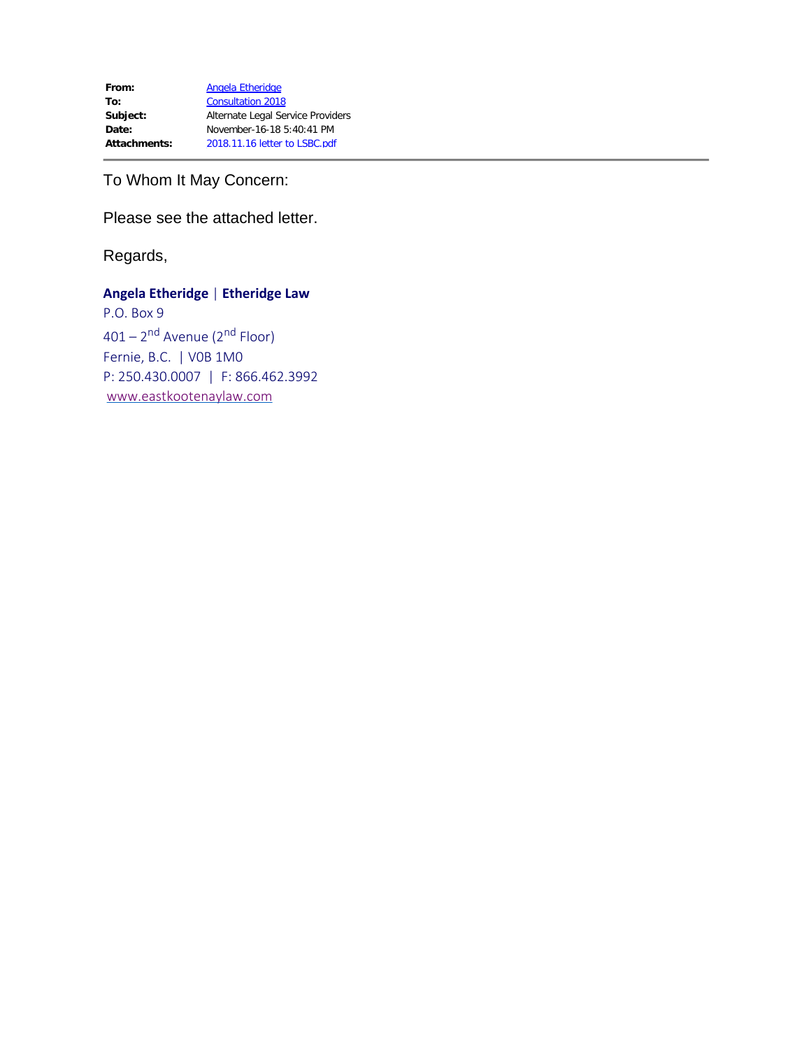**From:** Angela Etheridge
**To:** Consultation 2018
**Subject:** Alternate Legal Service Providers
**Date:** November-16-18 5:40:41 PM
**Attachments:** 2018.11.16 letter to LSBC.pdf

---

To Whom It May Concern:

Please see the attached letter.

Regards,

**Angela Etheridge** | **Etheridge Law**
P.O. Box 9
401 – 2nd Avenue (2nd Floor)
Fernie, B.C. | V0B 1M0
P: 250.430.0007 | F: 866.462.3992
www.eastkootenaylaw.com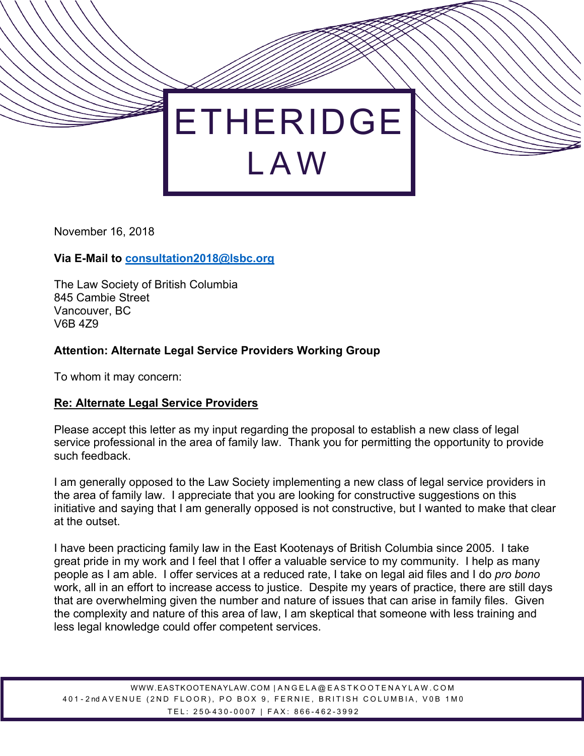# ETHERIDGE LAW

November 16, 2018

**Via E-Mail to consultation2018@lsbc.org**

The Law Society of British Columbia
845 Cambie Street
Vancouver, BC
V6B 4Z9

**Attention: Alternate Legal Service Providers Working Group**

To whom it may concern:

**Re: Alternate Legal Service Providers**

Please accept this letter as my input regarding the proposal to establish a new class of legal service professional in the area of family law. Thank you for permitting the opportunity to provide such feedback.

I am generally opposed to the Law Society implementing a new class of legal service providers in the area of family law. I appreciate that you are looking for constructive suggestions on this initiative and saying that I am generally opposed is not constructive, but I wanted to make that clear at the outset.

I have been practicing family law in the East Kootenays of British Columbia since 2005. I take great pride in my work and I feel that I offer a valuable service to my community. I help as many people as I am able. I offer services at a reduced rate, I take on legal aid files and I do *pro bono* work, all in an effort to increase access to justice. Despite my years of practice, there are still days that are overwhelming given the number and nature of issues that can arise in family files. Given the complexity and nature of this area of law, I am skeptical that someone with less training and less legal knowledge could offer competent services.

WWW.EASTKOOTENAYLAW.COM | ANGELA@EASTKOOTENAYLAW.COM
401-2nd AVENUE (2ND FLOOR), PO BOX 9, FERNIE, BRITISH COLUMBIA, V0B 1M0
TEL: 250-430-0007 | FAX: 866-462-3992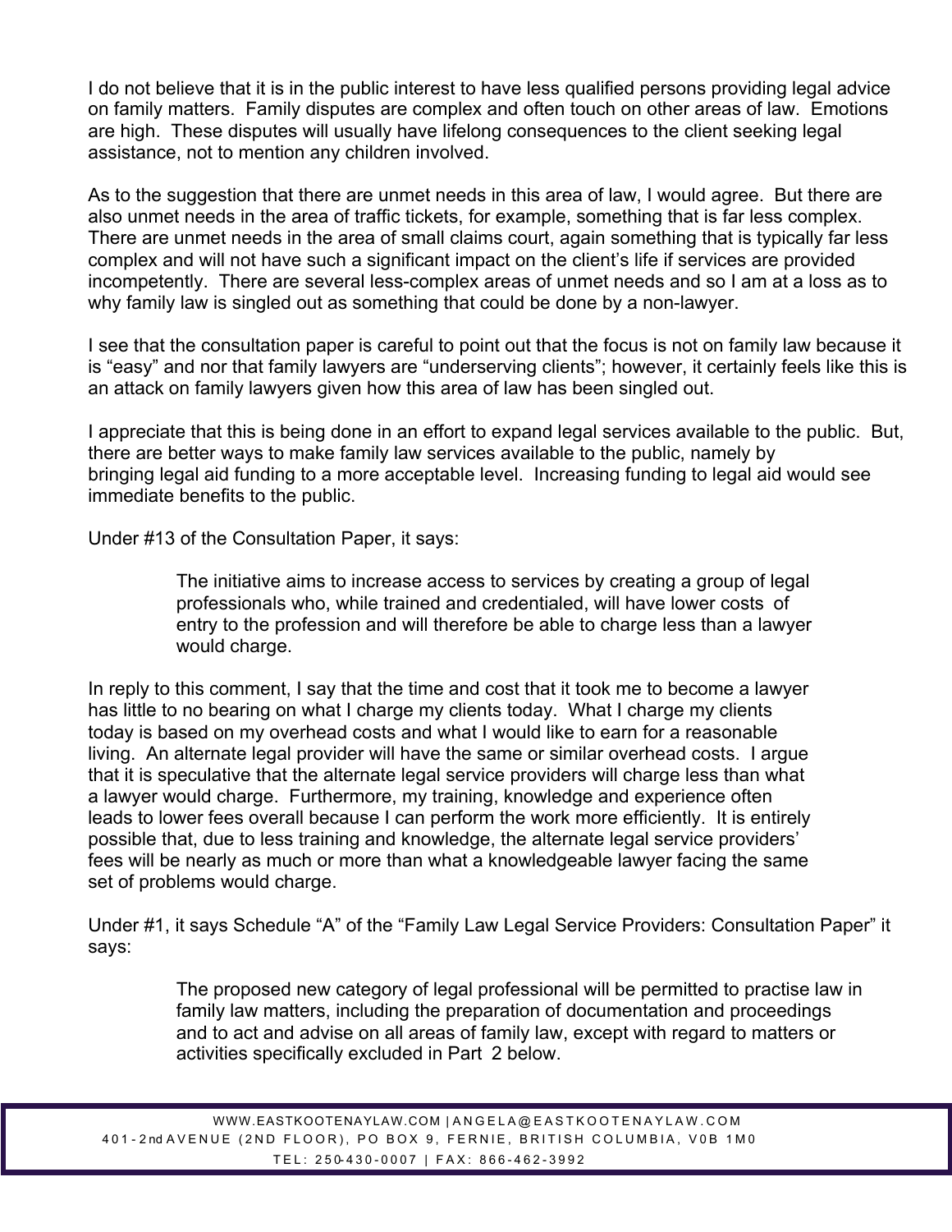I do not believe that it is in the public interest to have less qualified persons providing legal advice on family matters. Family disputes are complex and often touch on other areas of law. Emotions are high. These disputes will usually have lifelong consequences to the client seeking legal assistance, not to mention any children involved.

As to the suggestion that there are unmet needs in this area of law, I would agree. But there are also unmet needs in the area of traffic tickets, for example, something that is far less complex. There are unmet needs in the area of small claims court, again something that is typically far less complex and will not have such a significant impact on the client's life if services are provided incompetently. There are several less-complex areas of unmet needs and so I am at a loss as to why family law is singled out as something that could be done by a non-lawyer.

I see that the consultation paper is careful to point out that the focus is not on family law because it is "easy" and nor that family lawyers are "underserving clients"; however, it certainly feels like this is an attack on family lawyers given how this area of law has been singled out.

I appreciate that this is being done in an effort to expand legal services available to the public. But, there are better ways to make family law services available to the public, namely by bringing legal aid funding to a more acceptable level. Increasing funding to legal aid would see immediate benefits to the public.

Under #13 of the Consultation Paper, it says:

> The initiative aims to increase access to services by creating a group of legal professionals who, while trained and credentialed, will have lower costs of entry to the profession and will therefore be able to charge less than a lawyer would charge.

In reply to this comment, I say that the time and cost that it took me to become a lawyer has little to no bearing on what I charge my clients today. What I charge my clients today is based on my overhead costs and what I would like to earn for a reasonable living. An alternate legal provider will have the same or similar overhead costs. I argue that it is speculative that the alternate legal service providers will charge less than what a lawyer would charge. Furthermore, my training, knowledge and experience often leads to lower fees overall because I can perform the work more efficiently. It is entirely possible that, due to less training and knowledge, the alternate legal service providers' fees will be nearly as much or more than what a knowledgeable lawyer facing the same set of problems would charge.

Under #1, it says Schedule "A" of the "Family Law Legal Service Providers: Consultation Paper" it says:

> The proposed new category of legal professional will be permitted to practise law in family law matters, including the preparation of documentation and proceedings and to act and advise on all areas of family law, except with regard to matters or activities specifically excluded in Part 2 below.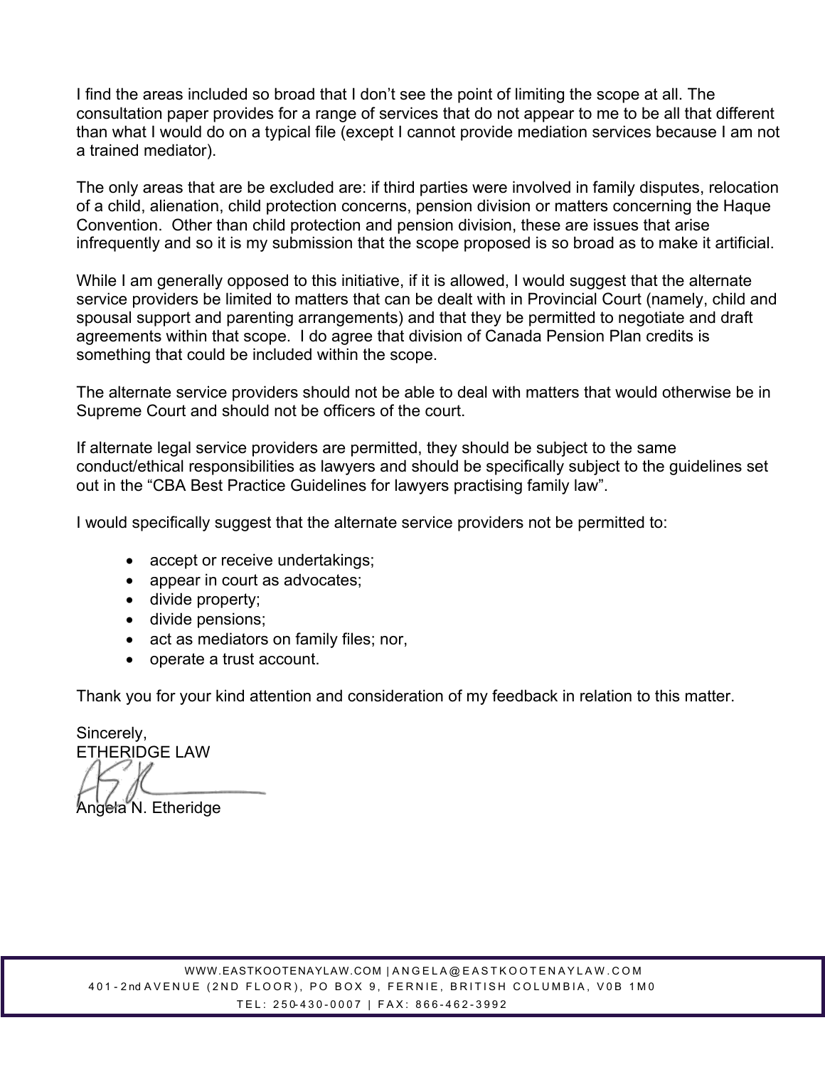I find the areas included so broad that I don't see the point of limiting the scope at all. The consultation paper provides for a range of services that do not appear to me to be all that different than what I would do on a typical file (except I cannot provide mediation services because I am not a trained mediator).

The only areas that are be excluded are: if third parties were involved in family disputes, relocation of a child, alienation, child protection concerns, pension division or matters concerning the Haque Convention. Other than child protection and pension division, these are issues that arise infrequently and so it is my submission that the scope proposed is so broad as to make it artificial.

While I am generally opposed to this initiative, if it is allowed, I would suggest that the alternate service providers be limited to matters that can be dealt with in Provincial Court (namely, child and spousal support and parenting arrangements) and that they be permitted to negotiate and draft agreements within that scope. I do agree that division of Canada Pension Plan credits is something that could be included within the scope.

The alternate service providers should not be able to deal with matters that would otherwise be in Supreme Court and should not be officers of the court.

If alternate legal service providers are permitted, they should be subject to the same conduct/ethical responsibilities as lawyers and should be specifically subject to the guidelines set out in the "CBA Best Practice Guidelines for lawyers practising family law".

I would specifically suggest that the alternate service providers not be permitted to:

- accept or receive undertakings;
- appear in court as advocates;
- divide property;
- divide pensions;
- act as mediators on family files; nor,
- operate a trust account.

Thank you for your kind attention and consideration of my feedback in relation to this matter.

Sincerely,
ETHERIDGE LAW

Angela N. Etheridge

WWW.EASTKOOTENAYLAW.COM | ANGELA@EASTKOOTENAYLAW.COM
401-2nd AVENUE (2ND FLOOR), PO BOX 9, FERNIE, BRITISH COLUMBIA, V0B 1M0
TEL: 250-430-0007 | FAX: 866-462-3992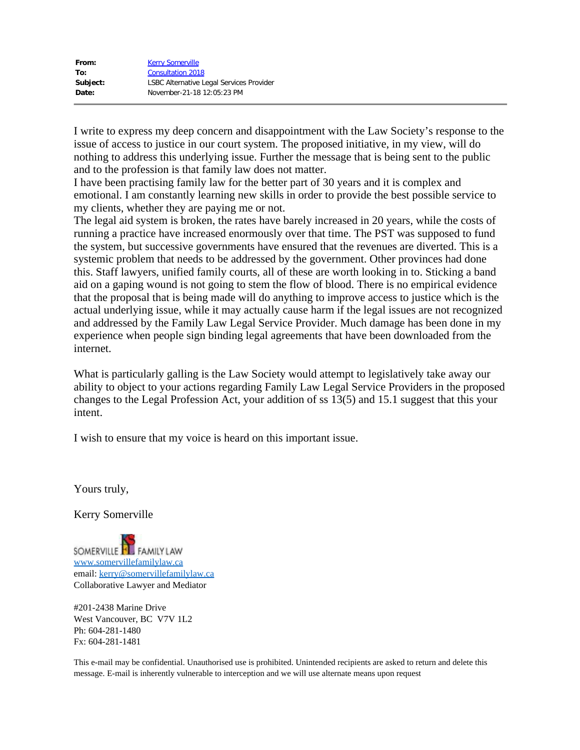| | |
|---|---|
| **From:** | Kerry Somerville |
| **To:** | Consultation 2018 |
| **Subject:** | LSBC Alternative Legal Services Provider |
| **Date:** | November-21-18 12:05:23 PM |

I write to express my deep concern and disappointment with the Law Society's response to the issue of access to justice in our court system. The proposed initiative, in my view, will do nothing to address this underlying issue. Further the message that is being sent to the public and to the profession is that family law does not matter.

I have been practising family law for the better part of 30 years and it is complex and emotional. I am constantly learning new skills in order to provide the best possible service to my clients, whether they are paying me or not.

The legal aid system is broken, the rates have barely increased in 20 years, while the costs of running a practice have increased enormously over that time. The PST was supposed to fund the system, but successive governments have ensured that the revenues are diverted. This is a systemic problem that needs to be addressed by the government. Other provinces had done this. Staff lawyers, unified family courts, all of these are worth looking in to. Sticking a band aid on a gaping wound is not going to stem the flow of blood. There is no empirical evidence that the proposal that is being made will do anything to improve access to justice which is the actual underlying issue, while it may actually cause harm if the legal issues are not recognized and addressed by the Family Law Legal Service Provider. Much damage has been done in my experience when people sign binding legal agreements that have been downloaded from the internet.

What is particularly galling is the Law Society would attempt to legislatively take away our ability to object to your actions regarding Family Law Legal Service Providers in the proposed changes to the Legal Profession Act, your addition of ss 13(5) and 15.1 suggest that this your intent.

I wish to ensure that my voice is heard on this important issue.

Yours truly,

Kerry Somerville

SOMERVILLE FAMILY LAW
www.somervillefamilylaw.ca
email: kerry@somervillefamilylaw.ca
Collaborative Lawyer and Mediator

#201-2438 Marine Drive
West Vancouver, BC V7V 1L2
Ph: 604-281-1480
Fx: 604-281-1481

This e-mail may be confidential. Unauthorised use is prohibited. Unintended recipients are asked to return and delete this message. E-mail is inherently vulnerable to interception and we will use alternate means upon request